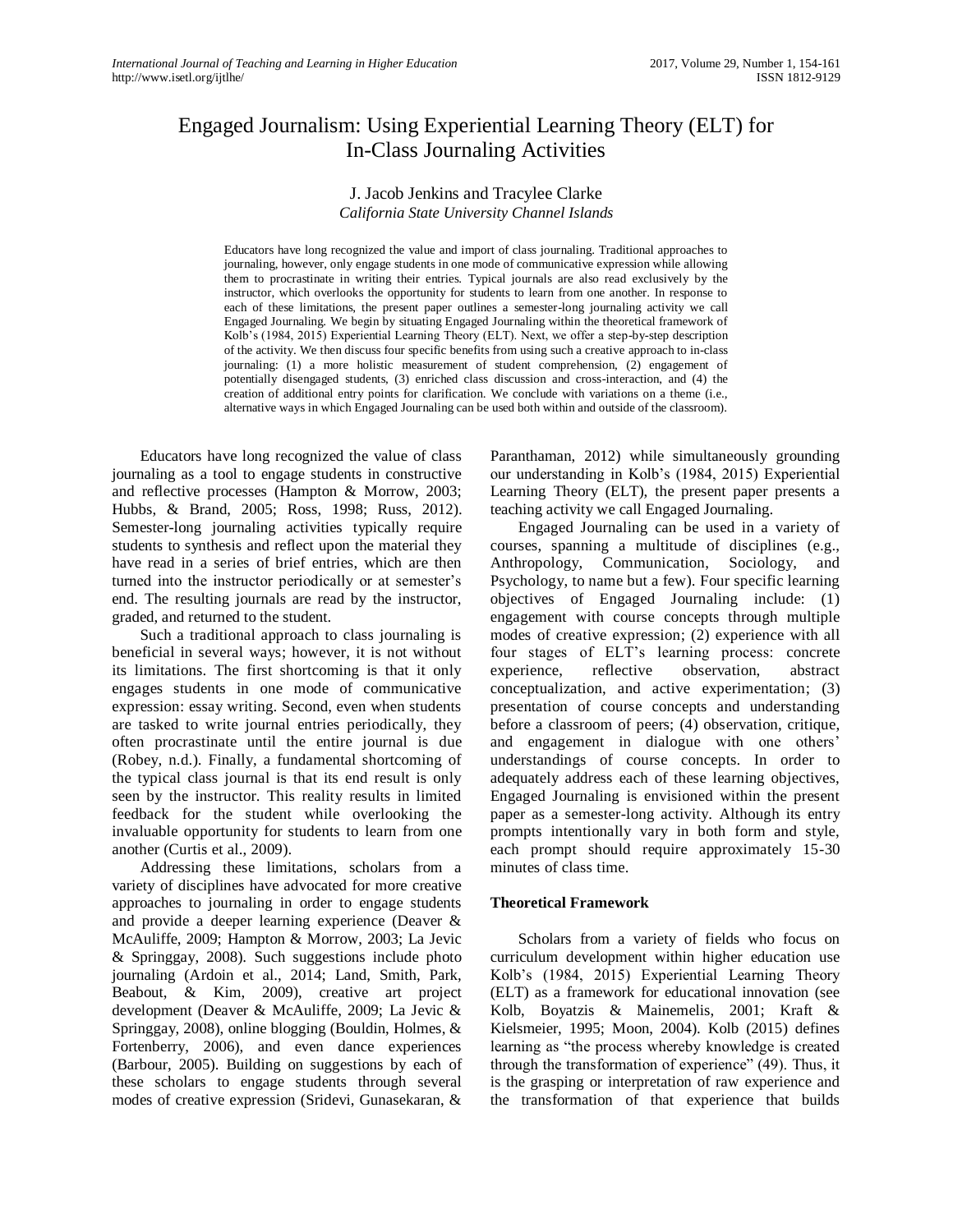# Engaged Journalism: Using Experiential Learning Theory (ELT) for In-Class Journaling Activities

J. Jacob Jenkins and Tracylee Clarke
*California State University Channel Islands*

Educators have long recognized the value and import of class journaling. Traditional approaches to journaling, however, only engage students in one mode of communicative expression while allowing them to procrastinate in writing their entries. Typical journals are also read exclusively by the instructor, which overlooks the opportunity for students to learn from one another. In response to each of these limitations, the present paper outlines a semester-long journaling activity we call Engaged Journaling. We begin by situating Engaged Journaling within the theoretical framework of Kolb's (1984, 2015) Experiential Learning Theory (ELT). Next, we offer a step-by-step description of the activity. We then discuss four specific benefits from using such a creative approach to in-class journaling: (1) a more holistic measurement of student comprehension, (2) engagement of potentially disengaged students, (3) enriched class discussion and cross-interaction, and (4) the creation of additional entry points for clarification. We conclude with variations on a theme (i.e., alternative ways in which Engaged Journaling can be used both within and outside of the classroom).

Educators have long recognized the value of class journaling as a tool to engage students in constructive and reflective processes (Hampton & Morrow, 2003; Hubbs, & Brand, 2005; Ross, 1998; Russ, 2012). Semester-long journaling activities typically require students to synthesis and reflect upon the material they have read in a series of brief entries, which are then turned into the instructor periodically or at semester's end. The resulting journals are read by the instructor, graded, and returned to the student.

Such a traditional approach to class journaling is beneficial in several ways; however, it is not without its limitations. The first shortcoming is that it only engages students in one mode of communicative expression: essay writing. Second, even when students are tasked to write journal entries periodically, they often procrastinate until the entire journal is due (Robey, n.d.). Finally, a fundamental shortcoming of the typical class journal is that its end result is only seen by the instructor. This reality results in limited feedback for the student while overlooking the invaluable opportunity for students to learn from one another (Curtis et al., 2009).

Addressing these limitations, scholars from a variety of disciplines have advocated for more creative approaches to journaling in order to engage students and provide a deeper learning experience (Deaver & McAuliffe, 2009; Hampton & Morrow, 2003; La Jevic & Springgay, 2008). Such suggestions include photo journaling (Ardoin et al., 2014; Land, Smith, Park, Beabout, & Kim, 2009), creative art project development (Deaver & McAuliffe, 2009; La Jevic & Springgay, 2008), online blogging (Bouldin, Holmes, & Fortenberry, 2006), and even dance experiences (Barbour, 2005). Building on suggestions by each of these scholars to engage students through several modes of creative expression (Sridevi, Gunasekaran, & Paranthaman, 2012) while simultaneously grounding our understanding in Kolb's (1984, 2015) Experiential Learning Theory (ELT), the present paper presents a teaching activity we call Engaged Journaling.

Engaged Journaling can be used in a variety of courses, spanning a multitude of disciplines (e.g., Anthropology, Communication, Sociology, and Psychology, to name but a few). Four specific learning objectives of Engaged Journaling include: (1) engagement with course concepts through multiple modes of creative expression; (2) experience with all four stages of ELT's learning process: concrete experience, reflective observation, abstract conceptualization, and active experimentation; (3) presentation of course concepts and understanding before a classroom of peers; (4) observation, critique, and engagement in dialogue with one others' understandings of course concepts. In order to adequately address each of these learning objectives, Engaged Journaling is envisioned within the present paper as a semester-long activity. Although its entry prompts intentionally vary in both form and style, each prompt should require approximately 15-30 minutes of class time.

## Theoretical Framework

Scholars from a variety of fields who focus on curriculum development within higher education use Kolb's (1984, 2015) Experiential Learning Theory (ELT) as a framework for educational innovation (see Kolb, Boyatzis & Mainemelis, 2001; Kraft & Kielsmeier, 1995; Moon, 2004). Kolb (2015) defines learning as "the process whereby knowledge is created through the transformation of experience" (49). Thus, it is the grasping or interpretation of raw experience and the transformation of that experience that builds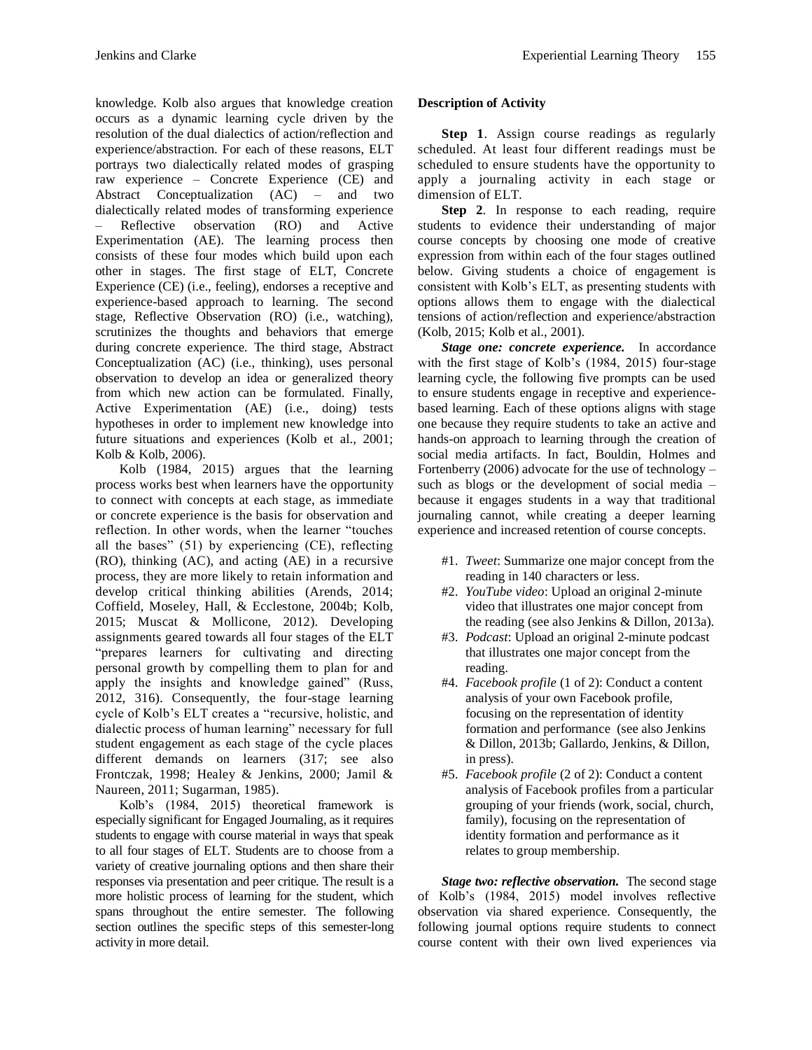knowledge. Kolb also argues that knowledge creation occurs as a dynamic learning cycle driven by the resolution of the dual dialectics of action/reflection and experience/abstraction. For each of these reasons, ELT portrays two dialectically related modes of grasping raw experience – Concrete Experience (CE) and Abstract Conceptualization (AC) – and two dialectically related modes of transforming experience – Reflective observation (RO) and Active Experimentation (AE). The learning process then consists of these four modes which build upon each other in stages. The first stage of ELT, Concrete Experience (CE) (i.e., feeling), endorses a receptive and experience-based approach to learning. The second stage, Reflective Observation (RO) (i.e., watching), scrutinizes the thoughts and behaviors that emerge during concrete experience. The third stage, Abstract Conceptualization (AC) (i.e., thinking), uses personal observation to develop an idea or generalized theory from which new action can be formulated. Finally, Active Experimentation (AE) (i.e., doing) tests hypotheses in order to implement new knowledge into future situations and experiences (Kolb et al., 2001; Kolb & Kolb, 2006).

Kolb (1984, 2015) argues that the learning process works best when learners have the opportunity to connect with concepts at each stage, as immediate or concrete experience is the basis for observation and reflection. In other words, when the learner "touches all the bases" (51) by experiencing (CE), reflecting (RO), thinking (AC), and acting (AE) in a recursive process, they are more likely to retain information and develop critical thinking abilities (Arends, 2014; Coffield, Moseley, Hall, & Ecclestone, 2004b; Kolb, 2015; Muscat & Mollicone, 2012). Developing assignments geared towards all four stages of the ELT "prepares learners for cultivating and directing personal growth by compelling them to plan for and apply the insights and knowledge gained" (Russ, 2012, 316). Consequently, the four-stage learning cycle of Kolb's ELT creates a "recursive, holistic, and dialectic process of human learning" necessary for full student engagement as each stage of the cycle places different demands on learners (317; see also Frontczak, 1998; Healey & Jenkins, 2000; Jamil & Naureen, 2011; Sugarman, 1985).

Kolb's (1984, 2015) theoretical framework is especially significant for Engaged Journaling, as it requires students to engage with course material in ways that speak to all four stages of ELT. Students are to choose from a variety of creative journaling options and then share their responses via presentation and peer critique. The result is a more holistic process of learning for the student, which spans throughout the entire semester. The following section outlines the specific steps of this semester-long activity in more detail.

### Description of Activity

**Step 1**. Assign course readings as regularly scheduled. At least four different readings must be scheduled to ensure students have the opportunity to apply a journaling activity in each stage or dimension of ELT.

**Step 2**. In response to each reading, require students to evidence their understanding of major course concepts by choosing one mode of creative expression from within each of the four stages outlined below. Giving students a choice of engagement is consistent with Kolb's ELT, as presenting students with options allows them to engage with the dialectical tensions of action/reflection and experience/abstraction (Kolb, 2015; Kolb et al., 2001).

***Stage one: concrete experience.*** In accordance with the first stage of Kolb's (1984, 2015) four-stage learning cycle, the following five prompts can be used to ensure students engage in receptive and experience-based learning. Each of these options aligns with stage one because they require students to take an active and hands-on approach to learning through the creation of social media artifacts. In fact, Bouldin, Holmes and Fortenberry (2006) advocate for the use of technology – such as blogs or the development of social media – because it engages students in a way that traditional journaling cannot, while creating a deeper learning experience and increased retention of course concepts.

- #1. *Tweet*: Summarize one major concept from the reading in 140 characters or less.
- #2. *YouTube video*: Upload an original 2-minute video that illustrates one major concept from the reading (see also Jenkins & Dillon, 2013a).
- #3. *Podcast*: Upload an original 2-minute podcast that illustrates one major concept from the reading.
- #4. *Facebook profile* (1 of 2): Conduct a content analysis of your own Facebook profile, focusing on the representation of identity formation and performance (see also Jenkins & Dillon, 2013b; Gallardo, Jenkins, & Dillon, in press).
- #5. *Facebook profile* (2 of 2): Conduct a content analysis of Facebook profiles from a particular grouping of your friends (work, social, church, family), focusing on the representation of identity formation and performance as it relates to group membership.

***Stage two: reflective observation.*** The second stage of Kolb's (1984, 2015) model involves reflective observation via shared experience. Consequently, the following journal options require students to connect course content with their own lived experiences via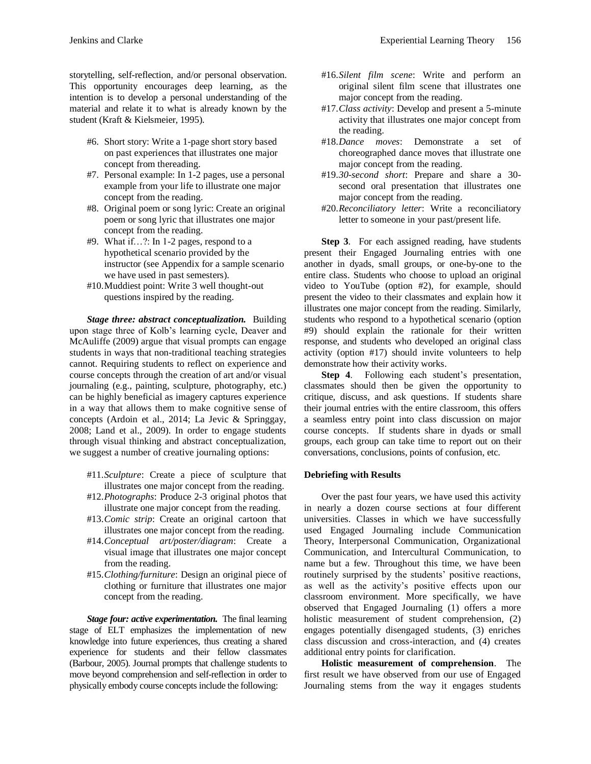storytelling, self-reflection, and/or personal observation. This opportunity encourages deep learning, as the intention is to develop a personal understanding of the material and relate it to what is already known by the student (Kraft & Kielsmeier, 1995).

- #6. Short story: Write a 1-page short story based on past experiences that illustrates one major concept from thereading.
- #7. Personal example: In 1-2 pages, use a personal example from your life to illustrate one major concept from the reading.
- #8. Original poem or song lyric: Create an original poem or song lyric that illustrates one major concept from the reading.
- #9. What if…?: In 1-2 pages, respond to a hypothetical scenario provided by the instructor (see Appendix for a sample scenario we have used in past semesters).
- #10. Muddiest point: Write 3 well thought-out questions inspired by the reading.

***Stage three: abstract conceptualization.*** Building upon stage three of Kolb's learning cycle, Deaver and McAuliffe (2009) argue that visual prompts can engage students in ways that non-traditional teaching strategies cannot. Requiring students to reflect on experience and course concepts through the creation of art and/or visual journaling (e.g., painting, sculpture, photography, etc.) can be highly beneficial as imagery captures experience in a way that allows them to make cognitive sense of concepts (Ardoin et al., 2014; La Jevic & Springgay, 2008; Land et al., 2009). In order to engage students through visual thinking and abstract conceptualization, we suggest a number of creative journaling options:

- #11. *Sculpture*: Create a piece of sculpture that illustrates one major concept from the reading.
- #12. *Photographs*: Produce 2-3 original photos that illustrate one major concept from the reading.
- #13. *Comic strip*: Create an original cartoon that illustrates one major concept from the reading.
- #14. *Conceptual art/poster/diagram*: Create a visual image that illustrates one major concept from the reading.
- #15. *Clothing/furniture*: Design an original piece of clothing or furniture that illustrates one major concept from the reading.

***Stage four: active experimentation.*** The final learning stage of ELT emphasizes the implementation of new knowledge into future experiences, thus creating a shared experience for students and their fellow classmates (Barbour, 2005). Journal prompts that challenge students to move beyond comprehension and self-reflection in order to physically embody course concepts include the following:

- #16. *Silent film scene*: Write and perform an original silent film scene that illustrates one major concept from the reading.
- #17. *Class activity*: Develop and present a 5-minute activity that illustrates one major concept from the reading.
- #18. *Dance moves*: Demonstrate a set of choreographed dance moves that illustrate one major concept from the reading.
- #19. *30-second short*: Prepare and share a 30-second oral presentation that illustrates one major concept from the reading.
- #20. *Reconciliatory letter*: Write a reconciliatory letter to someone in your past/present life.

**Step 3**. For each assigned reading, have students present their Engaged Journaling entries with one another in dyads, small groups, or one-by-one to the entire class. Students who choose to upload an original video to YouTube (option #2), for example, should present the video to their classmates and explain how it illustrates one major concept from the reading. Similarly, students who respond to a hypothetical scenario (option #9) should explain the rationale for their written response, and students who developed an original class activity (option #17) should invite volunteers to help demonstrate how their activity works.

**Step 4**. Following each student's presentation, classmates should then be given the opportunity to critique, discuss, and ask questions. If students share their journal entries with the entire classroom, this offers a seamless entry point into class discussion on major course concepts. If students share in dyads or small groups, each group can take time to report out on their conversations, conclusions, points of confusion, etc.

### Debriefing with Results

Over the past four years, we have used this activity in nearly a dozen course sections at four different universities. Classes in which we have successfully used Engaged Journaling include Communication Theory, Interpersonal Communication, Organizational Communication, and Intercultural Communication, to name but a few. Throughout this time, we have been routinely surprised by the students' positive reactions, as well as the activity's positive effects upon our classroom environment. More specifically, we have observed that Engaged Journaling (1) offers a more holistic measurement of student comprehension, (2) engages potentially disengaged students, (3) enriches class discussion and cross-interaction, and (4) creates additional entry points for clarification.

**Holistic measurement of comprehension**. The first result we have observed from our use of Engaged Journaling stems from the way it engages students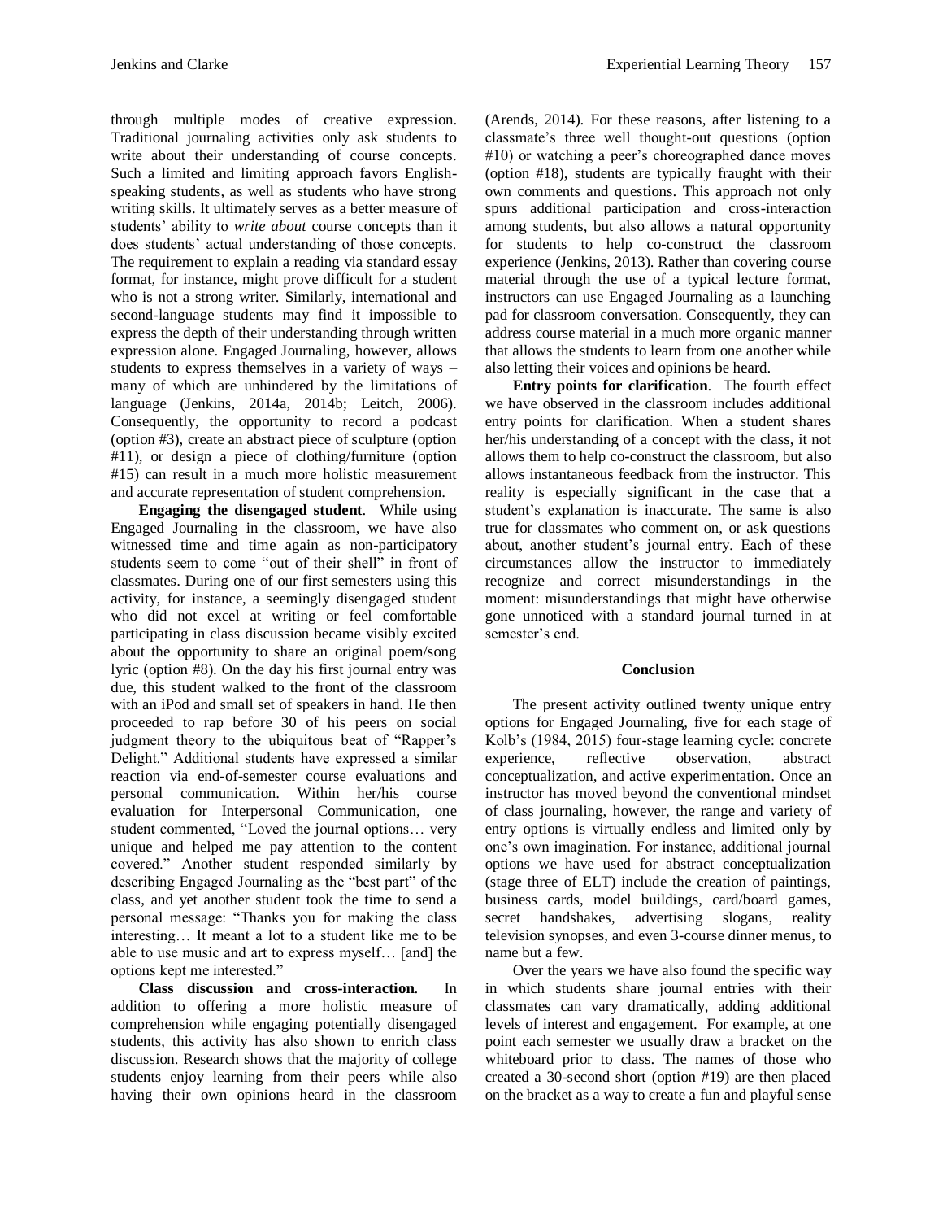through multiple modes of creative expression. Traditional journaling activities only ask students to write about their understanding of course concepts. Such a limited and limiting approach favors English-speaking students, as well as students who have strong writing skills. It ultimately serves as a better measure of students' ability to *write about* course concepts than it does students' actual understanding of those concepts. The requirement to explain a reading via standard essay format, for instance, might prove difficult for a student who is not a strong writer. Similarly, international and second-language students may find it impossible to express the depth of their understanding through written expression alone. Engaged Journaling, however, allows students to express themselves in a variety of ways – many of which are unhindered by the limitations of language (Jenkins, 2014a, 2014b; Leitch, 2006). Consequently, the opportunity to record a podcast (option #3), create an abstract piece of sculpture (option #11), or design a piece of clothing/furniture (option #15) can result in a much more holistic measurement and accurate representation of student comprehension.

**Engaging the disengaged student**. While using Engaged Journaling in the classroom, we have also witnessed time and time again as non-participatory students seem to come "out of their shell" in front of classmates. During one of our first semesters using this activity, for instance, a seemingly disengaged student who did not excel at writing or feel comfortable participating in class discussion became visibly excited about the opportunity to share an original poem/song lyric (option #8). On the day his first journal entry was due, this student walked to the front of the classroom with an iPod and small set of speakers in hand. He then proceeded to rap before 30 of his peers on social judgment theory to the ubiquitous beat of "Rapper's Delight." Additional students have expressed a similar reaction via end-of-semester course evaluations and personal communication. Within her/his course evaluation for Interpersonal Communication, one student commented, "Loved the journal options… very unique and helped me pay attention to the content covered." Another student responded similarly by describing Engaged Journaling as the "best part" of the class, and yet another student took the time to send a personal message: "Thanks you for making the class interesting… It meant a lot to a student like me to be able to use music and art to express myself… [and] the options kept me interested."

**Class discussion and cross-interaction**. In addition to offering a more holistic measure of comprehension while engaging potentially disengaged students, this activity has also shown to enrich class discussion. Research shows that the majority of college students enjoy learning from their peers while also having their own opinions heard in the classroom (Arends, 2014). For these reasons, after listening to a classmate's three well thought-out questions (option #10) or watching a peer's choreographed dance moves (option #18), students are typically fraught with their own comments and questions. This approach not only spurs additional participation and cross-interaction among students, but also allows a natural opportunity for students to help co-construct the classroom experience (Jenkins, 2013). Rather than covering course material through the use of a typical lecture format, instructors can use Engaged Journaling as a launching pad for classroom conversation. Consequently, they can address course material in a much more organic manner that allows the students to learn from one another while also letting their voices and opinions be heard.

**Entry points for clarification**. The fourth effect we have observed in the classroom includes additional entry points for clarification. When a student shares her/his understanding of a concept with the class, it not allows them to help co-construct the classroom, but also allows instantaneous feedback from the instructor. This reality is especially significant in the case that a student's explanation is inaccurate. The same is also true for classmates who comment on, or ask questions about, another student's journal entry. Each of these circumstances allow the instructor to immediately recognize and correct misunderstandings in the moment: misunderstandings that might have otherwise gone unnoticed with a standard journal turned in at semester's end.

## Conclusion

The present activity outlined twenty unique entry options for Engaged Journaling, five for each stage of Kolb's (1984, 2015) four-stage learning cycle: concrete experience, reflective observation, abstract conceptualization, and active experimentation. Once an instructor has moved beyond the conventional mindset of class journaling, however, the range and variety of entry options is virtually endless and limited only by one's own imagination. For instance, additional journal options we have used for abstract conceptualization (stage three of ELT) include the creation of paintings, business cards, model buildings, card/board games, secret handshakes, advertising slogans, reality television synopses, and even 3-course dinner menus, to name but a few.

Over the years we have also found the specific way in which students share journal entries with their classmates can vary dramatically, adding additional levels of interest and engagement. For example, at one point each semester we usually draw a bracket on the whiteboard prior to class. The names of those who created a 30-second short (option #19) are then placed on the bracket as a way to create a fun and playful sense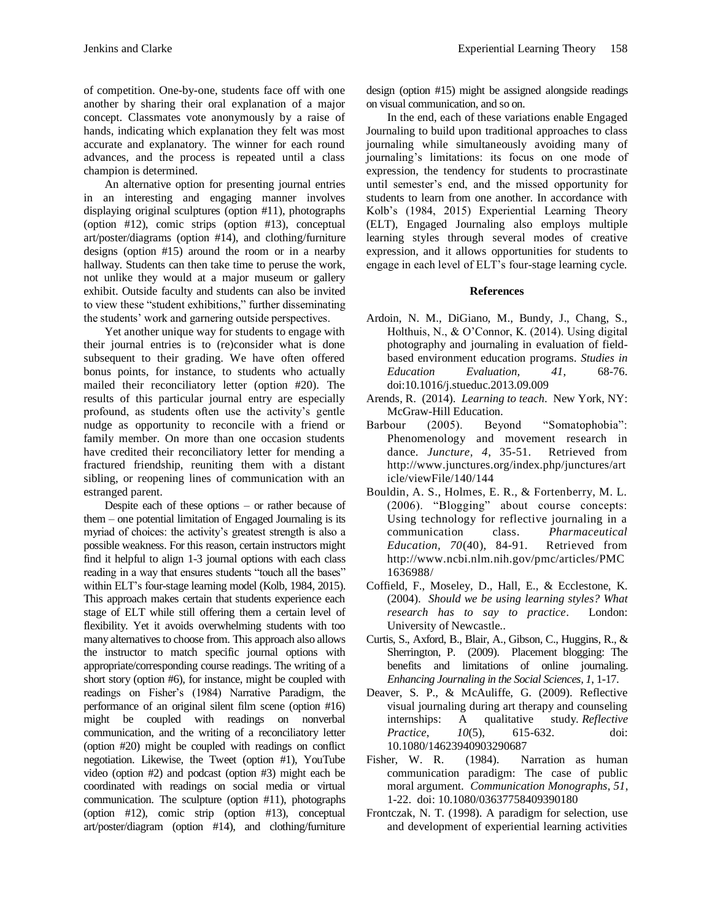of competition. One-by-one, students face off with one another by sharing their oral explanation of a major concept. Classmates vote anonymously by a raise of hands, indicating which explanation they felt was most accurate and explanatory. The winner for each round advances, and the process is repeated until a class champion is determined.

An alternative option for presenting journal entries in an interesting and engaging manner involves displaying original sculptures (option #11), photographs (option #12), comic strips (option #13), conceptual art/poster/diagrams (option #14), and clothing/furniture designs (option #15) around the room or in a nearby hallway. Students can then take time to peruse the work, not unlike they would at a major museum or gallery exhibit. Outside faculty and students can also be invited to view these "student exhibitions," further disseminating the students' work and garnering outside perspectives.

Yet another unique way for students to engage with their journal entries is to (re)consider what is done subsequent to their grading. We have often offered bonus points, for instance, to students who actually mailed their reconciliatory letter (option #20). The results of this particular journal entry are especially profound, as students often use the activity's gentle nudge as opportunity to reconcile with a friend or family member. On more than one occasion students have credited their reconciliatory letter for mending a fractured friendship, reuniting them with a distant sibling, or reopening lines of communication with an estranged parent.

Despite each of these options – or rather because of them – one potential limitation of Engaged Journaling is its myriad of choices: the activity's greatest strength is also a possible weakness. For this reason, certain instructors might find it helpful to align 1-3 journal options with each class reading in a way that ensures students "touch all the bases" within ELT's four-stage learning model (Kolb, 1984, 2015). This approach makes certain that students experience each stage of ELT while still offering them a certain level of flexibility. Yet it avoids overwhelming students with too many alternatives to choose from. This approach also allows the instructor to match specific journal options with appropriate/corresponding course readings. The writing of a short story (option #6), for instance, might be coupled with readings on Fisher's (1984) Narrative Paradigm, the performance of an original silent film scene (option #16) might be coupled with readings on nonverbal communication, and the writing of a reconciliatory letter (option #20) might be coupled with readings on conflict negotiation. Likewise, the Tweet (option #1), YouTube video (option #2) and podcast (option #3) might each be coordinated with readings on social media or virtual communication. The sculpture (option #11), photographs (option #12), comic strip (option #13), conceptual art/poster/diagram (option #14), and clothing/furniture design (option #15) might be assigned alongside readings on visual communication, and so on.

In the end, each of these variations enable Engaged Journaling to build upon traditional approaches to class journaling while simultaneously avoiding many of journaling's limitations: its focus on one mode of expression, the tendency for students to procrastinate until semester's end, and the missed opportunity for students to learn from one another. In accordance with Kolb's (1984, 2015) Experiential Learning Theory (ELT), Engaged Journaling also employs multiple learning styles through several modes of creative expression, and it allows opportunities for students to engage in each level of ELT's four-stage learning cycle.

## References

Ardoin, N. M., DiGiano, M., Bundy, J., Chang, S., Holthuis, N., & O'Connor, K. (2014). Using digital photography and journaling in evaluation of field-based environment education programs. *Studies in Education Evaluation, 41*, 68-76. doi:10.1016/j.stueduc.2013.09.009

Arends, R. (2014). *Learning to teach*. New York, NY: McGraw-Hill Education.

Barbour (2005). Beyond "Somatophobia": Phenomenology and movement research in dance. *Juncture, 4*, 35-51. Retrieved from http://www.junctures.org/index.php/junctures/article/viewFile/140/144

Bouldin, A. S., Holmes, E. R., & Fortenberry, M. L. (2006). "Blogging" about course concepts: Using technology for reflective journaling in a communication class. *Pharmaceutical Education, 70*(40), 84-91. Retrieved from http://www.ncbi.nlm.nih.gov/pmc/articles/PMC1636988/

Coffield, F., Moseley, D., Hall, E., & Ecclestone, K. (2004). *Should we be using learning styles? What research has to say to practice*. London: University of Newcastle..

Curtis, S., Axford, B., Blair, A., Gibson, C., Huggins, R., & Sherrington, P. (2009). Placement blogging: The benefits and limitations of online journaling. *Enhancing Journaling in the Social Sciences, 1*, 1-17.

Deaver, S. P., & McAuliffe, G. (2009). Reflective visual journaling during art therapy and counseling internships: A qualitative study. *Reflective Practice, 10*(5), 615-632. doi: 10.1080/14623940903290687

Fisher, W. R. (1984). Narration as human communication paradigm: The case of public moral argument. *Communication Monographs, 51*, 1-22. doi: 10.1080/03637758409390180

Frontczak, N. T. (1998). A paradigm for selection, use and development of experiential learning activities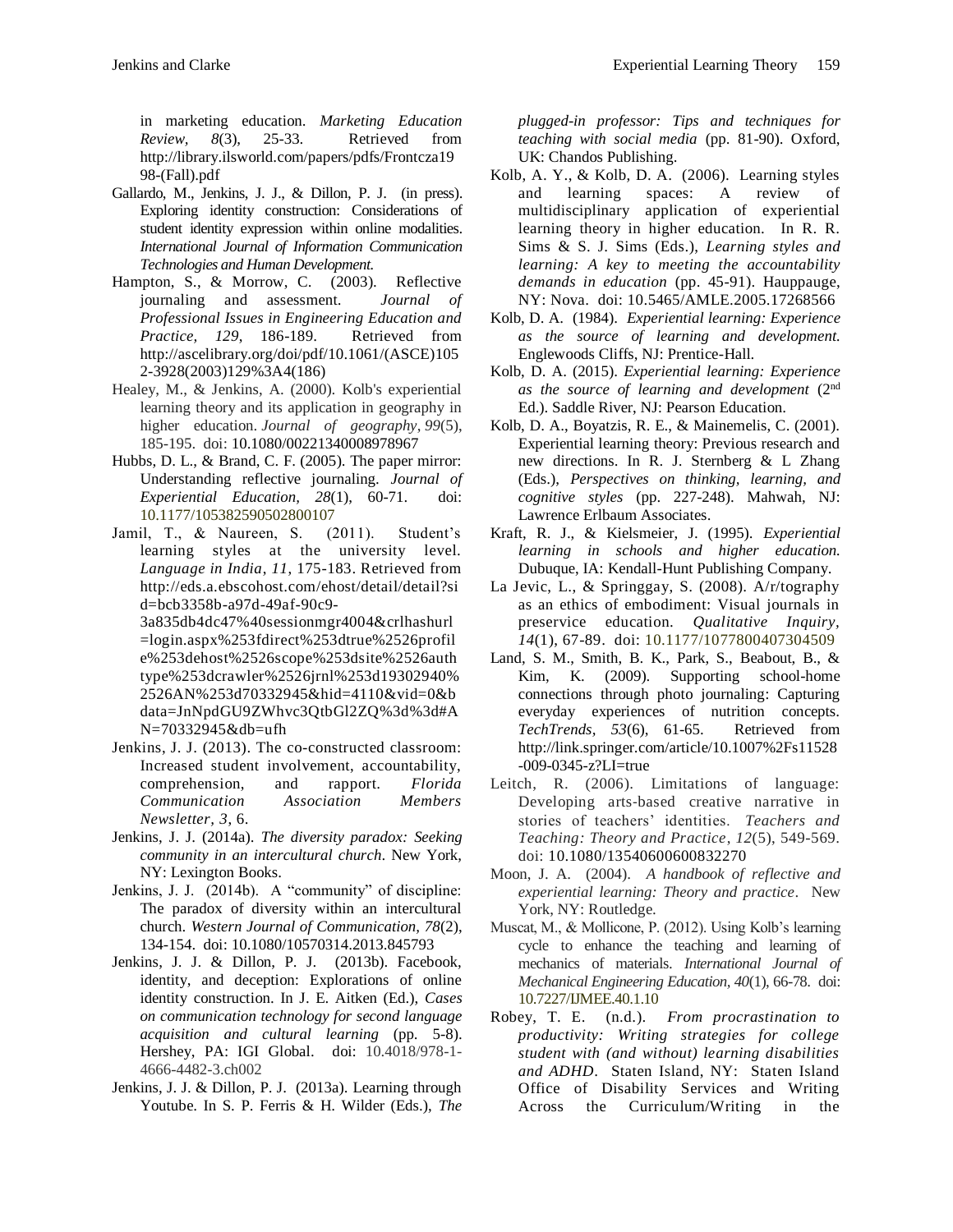in marketing education. *Marketing Education Review, 8*(3), 25-33. Retrieved from http://library.ilsworld.com/papers/pdfs/Frontcza1998-(Fall).pdf

Gallardo, M., Jenkins, J. J., & Dillon, P. J. (in press). Exploring identity construction: Considerations of student identity expression within online modalities. *International Journal of Information Communication Technologies and Human Development.*

Hampton, S., & Morrow, C. (2003). Reflective journaling and assessment. *Journal of Professional Issues in Engineering Education and Practice, 129*, 186-189. Retrieved from http://ascelibrary.org/doi/pdf/10.1061/(ASCE)1052-3928(2003)129%3A4(186)

Healey, M., & Jenkins, A. (2000). Kolb's experiential learning theory and its application in geography in higher education. *Journal of geography, 99*(5), 185-195. doi: 10.1080/00221340008978967

Hubbs, D. L., & Brand, C. F. (2005). The paper mirror: Understanding reflective journaling. *Journal of Experiential Education, 28*(1), 60-71. doi: 10.1177/105382590502800107

Jamil, T., & Naureen, S. (2011). Student's learning styles at the university level. *Language in India, 11*, 175-183. Retrieved from http://eds.a.ebscohost.com/ehost/detail/detail?sid=bcb3358b-a97d-49af-90c9-3a835db4dc47%40sessionmgr4004&crlhashurl=login.aspx%253fdirect%253dtrue%2526profile%253dehost%2526scope%253dsite%2526authtype%253dcrawler%2526jrnl%253d19302940%2526AN%253d70332945&hid=4110&vid=0&bdata=JnNpdGU9ZWhvc3QtbGl2ZQ%3d%3d#AN=70332945&db=ufh

Jenkins, J. J. (2013). The co-constructed classroom: Increased student involvement, accountability, comprehension, and rapport. *Florida Communication Association Members Newsletter, 3*, 6.

Jenkins, J. J. (2014a). *The diversity paradox: Seeking community in an intercultural church*. New York, NY: Lexington Books.

Jenkins, J. J. (2014b). A "community" of discipline: The paradox of diversity within an intercultural church. *Western Journal of Communication, 78*(2), 134-154. doi: 10.1080/10570314.2013.845793

Jenkins, J. J. & Dillon, P. J. (2013b). Facebook, identity, and deception: Explorations of online identity construction. In J. E. Aitken (Ed.), *Cases on communication technology for second language acquisition and cultural learning* (pp. 5-8). Hershey, PA: IGI Global. doi: 10.4018/978-1-4666-4482-3.ch002

Jenkins, J. J. & Dillon, P. J. (2013a). Learning through Youtube. In S. P. Ferris & H. Wilder (Eds.), *The plugged-in professor: Tips and techniques for teaching with social media* (pp. 81-90). Oxford, UK: Chandos Publishing.

Kolb, A. Y., & Kolb, D. A. (2006). Learning styles and learning spaces: A review of multidisciplinary application of experiential learning theory in higher education. In R. R. Sims & S. J. Sims (Eds.), *Learning styles and learning: A key to meeting the accountability demands in education* (pp. 45-91). Hauppauge, NY: Nova. doi: 10.5465/AMLE.2005.17268566

Kolb, D. A. (1984). *Experiential learning: Experience as the source of learning and development.* Englewoods Cliffs, NJ: Prentice-Hall.

Kolb, D. A. (2015). *Experiential learning: Experience as the source of learning and development* (2nd Ed.). Saddle River, NJ: Pearson Education.

Kolb, D. A., Boyatzis, R. E., & Mainemelis, C. (2001). Experiential learning theory: Previous research and new directions. In R. J. Sternberg & L Zhang (Eds.), *Perspectives on thinking, learning, and cognitive styles* (pp. 227-248). Mahwah, NJ: Lawrence Erlbaum Associates.

Kraft, R. J., & Kielsmeier, J. (1995). *Experiential learning in schools and higher education.* Dubuque, IA: Kendall-Hunt Publishing Company.

La Jevic, L., & Springgay, S. (2008). A/r/tography as an ethics of embodiment: Visual journals in preservice education. *Qualitative Inquiry, 14*(1), 67-89. doi: 10.1177/1077800407304509

Land, S. M., Smith, B. K., Park, S., Beabout, B., & Kim, K. (2009). Supporting school-home connections through photo journaling: Capturing everyday experiences of nutrition concepts. *TechTrends, 53*(6), 61-65. Retrieved from http://link.springer.com/article/10.1007%2Fs11528-009-0345-z?LI=true

Leitch, R. (2006). Limitations of language: Developing arts-based creative narrative in stories of teachers' identities. *Teachers and Teaching: Theory and Practice, 12*(5), 549-569. doi: 10.1080/13540600600832270

Moon, J. A. (2004). *A handbook of reflective and experiential learning: Theory and practice*. New York, NY: Routledge.

Muscat, M., & Mollicone, P. (2012). Using Kolb's learning cycle to enhance the teaching and learning of mechanics of materials. *International Journal of Mechanical Engineering Education, 40*(1), 66-78. doi: 10.7227/IJMEE.40.1.10

Robey, T. E. (n.d.). *From procrastination to productivity: Writing strategies for college student with (and without) learning disabilities and ADHD*. Staten Island, NY: Staten Island Office of Disability Services and Writing Across the Curriculum/Writing in the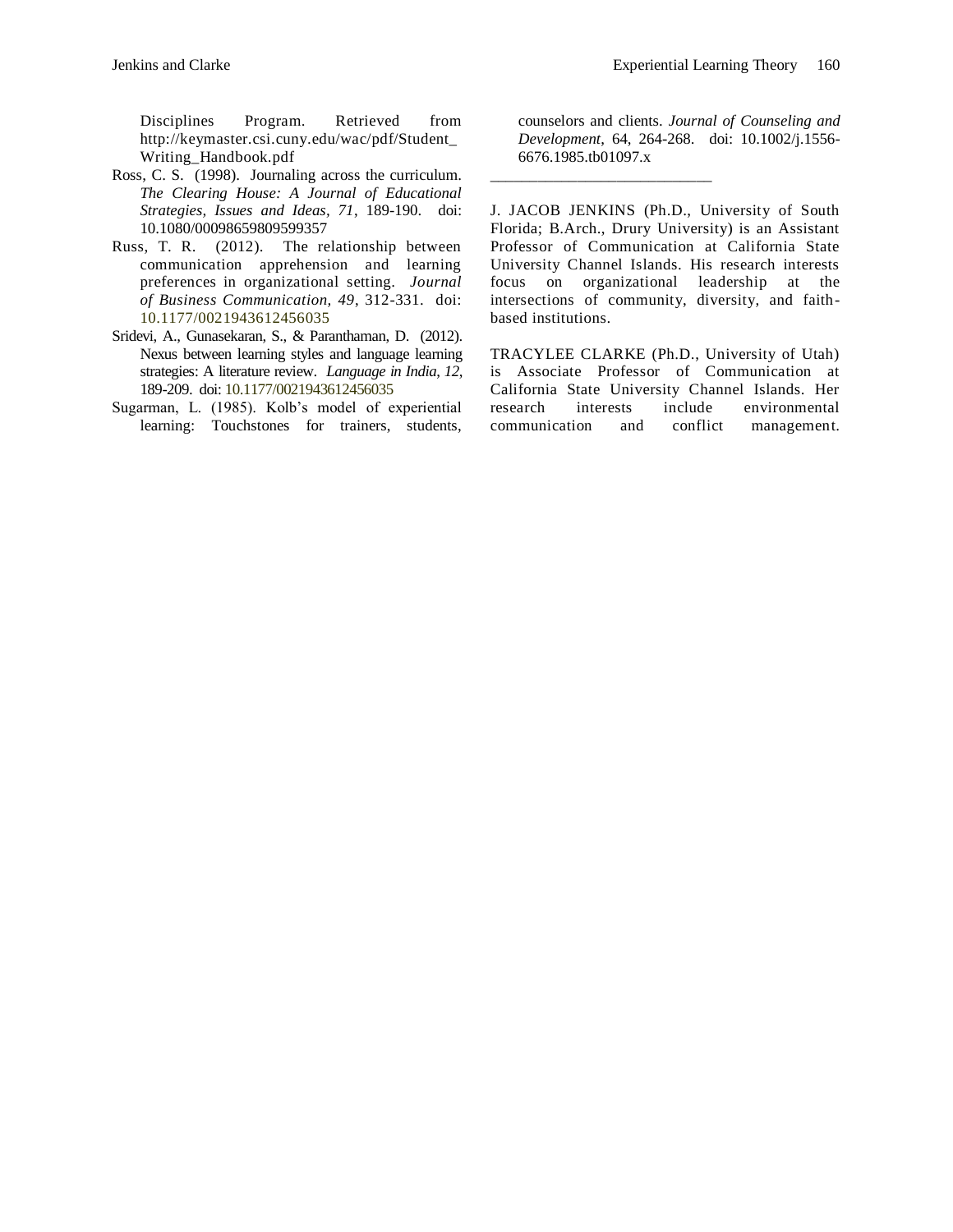Disciplines Program. Retrieved from http://keymaster.csi.cuny.edu/wac/pdf/Student_Writing_Handbook.pdf

Ross, C. S. (1998). Journaling across the curriculum. *The Clearing House: A Journal of Educational Strategies, Issues and Ideas, 71*, 189-190. doi: 10.1080/00098659809599357

Russ, T. R. (2012). The relationship between communication apprehension and learning preferences in organizational setting. *Journal of Business Communication, 49*, 312-331. doi: 10.1177/0021943612456035

Sridevi, A., Gunasekaran, S., & Paranthaman, D. (2012). Nexus between learning styles and language learning strategies: A literature review. *Language in India, 12*, 189-209. doi: 10.1177/0021943612456035

Sugarman, L. (1985). Kolb's model of experiential learning: Touchstones for trainers, students, counselors and clients. *Journal of Counseling and Development*, 64, 264-268. doi: 10.1002/j.1556-6676.1985.tb01097.x

---

J. JACOB JENKINS (Ph.D., University of South Florida; B.Arch., Drury University) is an Assistant Professor of Communication at California State University Channel Islands. His research interests focus on organizational leadership at the intersections of community, diversity, and faith-based institutions.

TRACYLEE CLARKE (Ph.D., University of Utah) is Associate Professor of Communication at California State University Channel Islands. Her research interests include environmental communication and conflict management.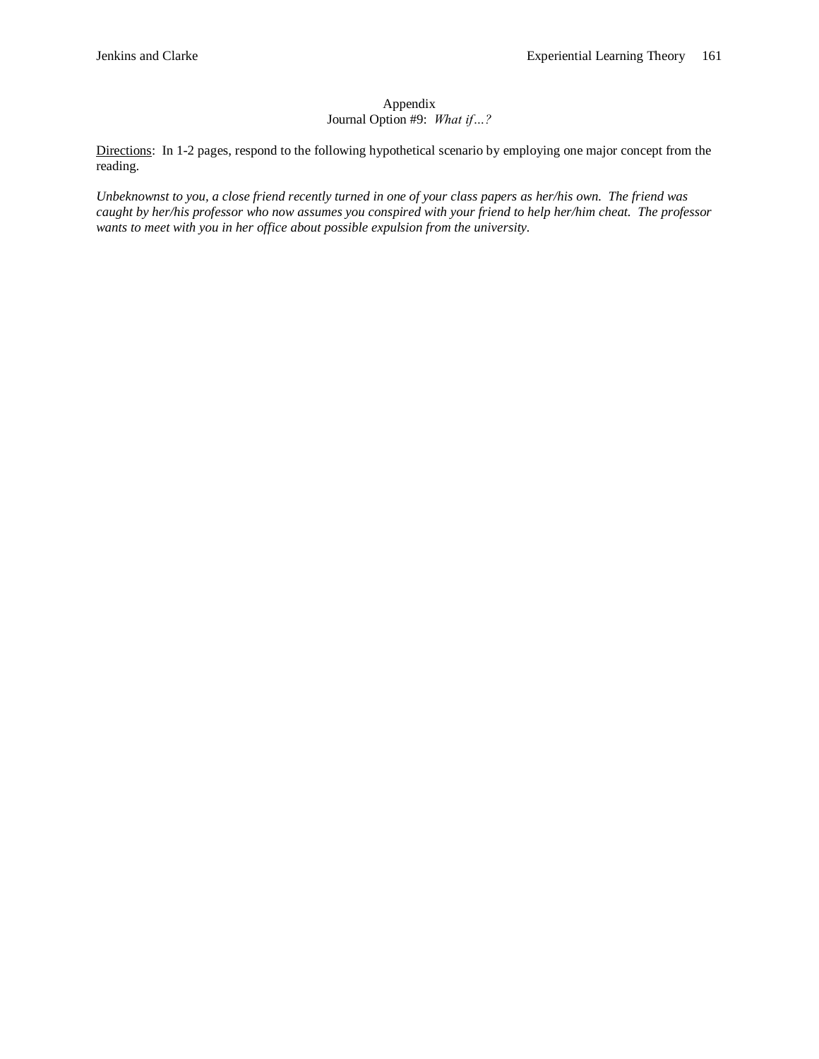## Appendix

### Journal Option #9: *What if…?*

<u>Directions</u>: In 1-2 pages, respond to the following hypothetical scenario by employing one major concept from the reading.

*Unbeknownst to you, a close friend recently turned in one of your class papers as her/his own. The friend was caught by her/his professor who now assumes you conspired with your friend to help her/him cheat. The professor wants to meet with you in her office about possible expulsion from the university.*